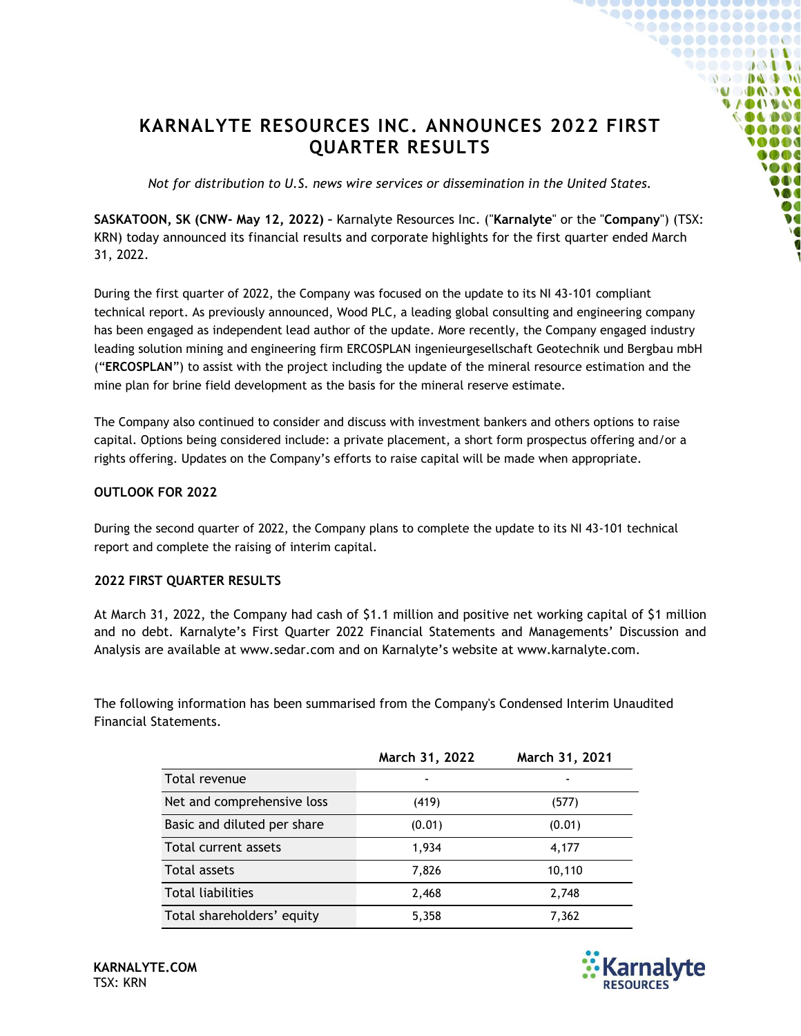# KARNALYTE RESOURCES INC. ANNOUNCES 2022 FIRST QUARTER RESULTS

*Not for distribution to U.S. news wire services or dissemination in the United States.*

**SASKATOON, SK (CNW- May 12, 2022)** – Karnalyte Resources Inc. ("**Karnalyte**" or the "**Company**") (TSX: KRN) today announced its financial results and corporate highlights for the first quarter ended March 31, 2022.

During the first quarter of 2022, the Company was focused on the update to its NI 43-101 compliant technical report. As previously announced, Wood PLC, a leading global consulting and engineering company has been engaged as independent lead author of the update. More recently, the Company engaged industry leading solution mining and engineering firm ERCOSPLAN ingenieurgesellschaft Geotechnik und Bergbau mbH ("**ERCOSPLAN**") to assist with the project including the update of the mineral resource estimation and the mine plan for brine field development as the basis for the mineral reserve estimate.

The Company also continued to consider and discuss with investment bankers and others options to raise capital. Options being considered include: a private placement, a short form prospectus offering and/or a rights offering. Updates on the Company's efforts to raise capital will be made when appropriate.

**OUTLOOK FOR 2022**

During the second quarter of 2022, the Company plans to complete the update to its NI 43-101 technical report and complete the raising of interim capital.

**2022 FIRST QUARTER RESULTS**

At March 31, 2022, the Company had cash of $1.1 million and positive net working capital of $1 million and no debt. Karnalyte's First Quarter 2022 Financial Statements and Managements' Discussion and Analysis are available at www.sedar.com and on Karnalyte's website at www.karnalyte.com.

The following information has been summarised from the Company's Condensed Interim Unaudited Financial Statements.

| | March 31, 2022 | March 31, 2021 |
|---|---|---|
| Total revenue | - | - |
| Net and comprehensive loss | (419) | (577) |
| Basic and diluted per share | (0.01) | (0.01) |
| Total current assets | 1,934 | 4,177 |
| Total assets | 7,826 | 10,110 |
| Total liabilities | 2,468 | 2,748 |
| Total shareholders' equity | 5,358 | 7,362 |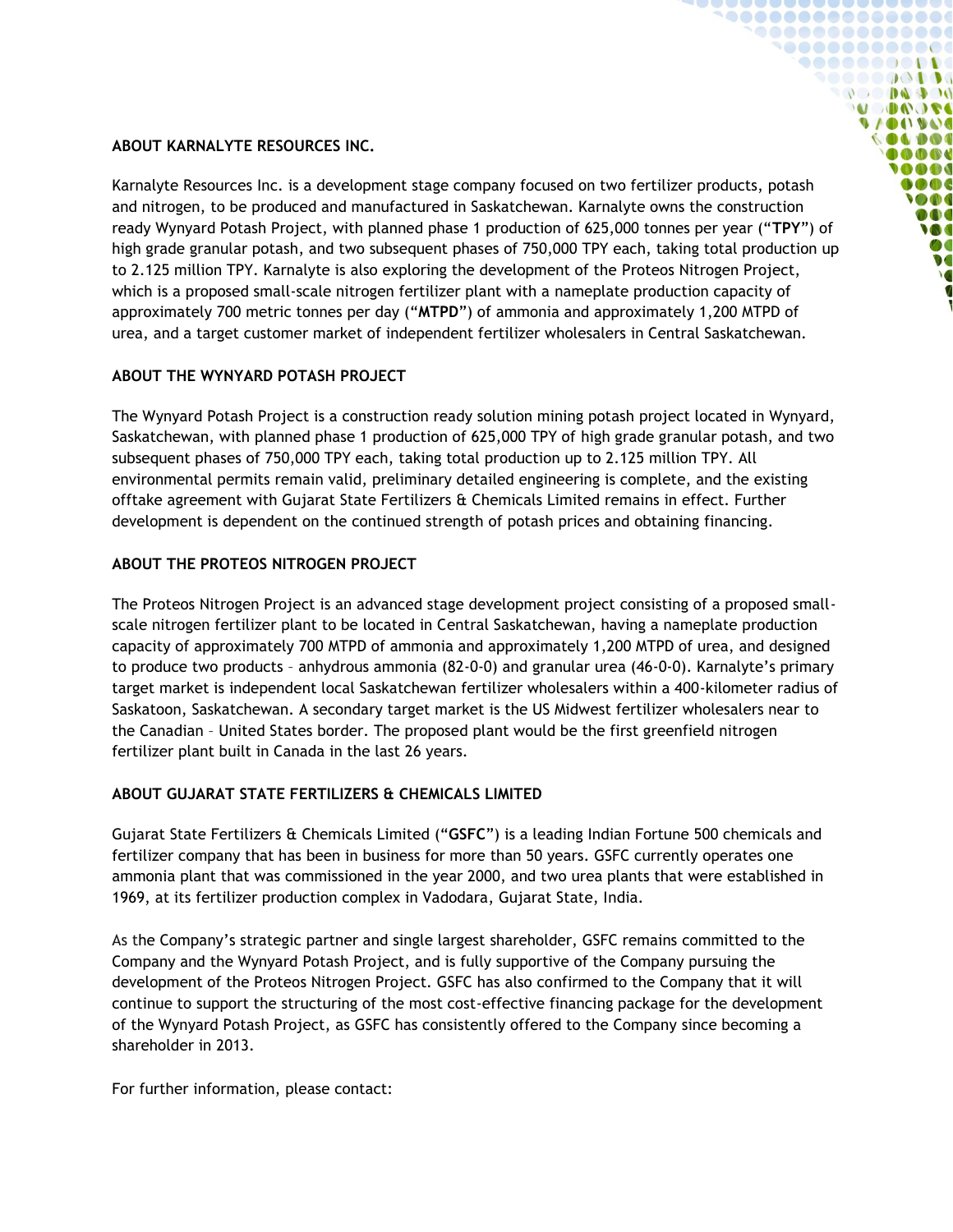## ABOUT KARNALYTE RESOURCES INC.

Karnalyte Resources Inc. is a development stage company focused on two fertilizer products, potash and nitrogen, to be produced and manufactured in Saskatchewan. Karnalyte owns the construction ready Wynyard Potash Project, with planned phase 1 production of 625,000 tonnes per year ("**TPY**") of high grade granular potash, and two subsequent phases of 750,000 TPY each, taking total production up to 2.125 million TPY. Karnalyte is also exploring the development of the Proteos Nitrogen Project, which is a proposed small-scale nitrogen fertilizer plant with a nameplate production capacity of approximately 700 metric tonnes per day ("**MTPD**") of ammonia and approximately 1,200 MTPD of urea, and a target customer market of independent fertilizer wholesalers in Central Saskatchewan.

## ABOUT THE WYNYARD POTASH PROJECT

The Wynyard Potash Project is a construction ready solution mining potash project located in Wynyard, Saskatchewan, with planned phase 1 production of 625,000 TPY of high grade granular potash, and two subsequent phases of 750,000 TPY each, taking total production up to 2.125 million TPY. All environmental permits remain valid, preliminary detailed engineering is complete, and the existing offtake agreement with Gujarat State Fertilizers & Chemicals Limited remains in effect. Further development is dependent on the continued strength of potash prices and obtaining financing.

## ABOUT THE PROTEOS NITROGEN PROJECT

The Proteos Nitrogen Project is an advanced stage development project consisting of a proposed small-scale nitrogen fertilizer plant to be located in Central Saskatchewan, having a nameplate production capacity of approximately 700 MTPD of ammonia and approximately 1,200 MTPD of urea, and designed to produce two products – anhydrous ammonia (82-0-0) and granular urea (46-0-0). Karnalyte's primary target market is independent local Saskatchewan fertilizer wholesalers within a 400-kilometer radius of Saskatoon, Saskatchewan. A secondary target market is the US Midwest fertilizer wholesalers near to the Canadian – United States border. The proposed plant would be the first greenfield nitrogen fertilizer plant built in Canada in the last 26 years.

## ABOUT GUJARAT STATE FERTILIZERS & CHEMICALS LIMITED

Gujarat State Fertilizers & Chemicals Limited ("**GSFC**") is a leading Indian Fortune 500 chemicals and fertilizer company that has been in business for more than 50 years. GSFC currently operates one ammonia plant that was commissioned in the year 2000, and two urea plants that were established in 1969, at its fertilizer production complex in Vadodara, Gujarat State, India.

As the Company's strategic partner and single largest shareholder, GSFC remains committed to the Company and the Wynyard Potash Project, and is fully supportive of the Company pursuing the development of the Proteos Nitrogen Project. GSFC has also confirmed to the Company that it will continue to support the structuring of the most cost-effective financing package for the development of the Wynyard Potash Project, as GSFC has consistently offered to the Company since becoming a shareholder in 2013.

For further information, please contact: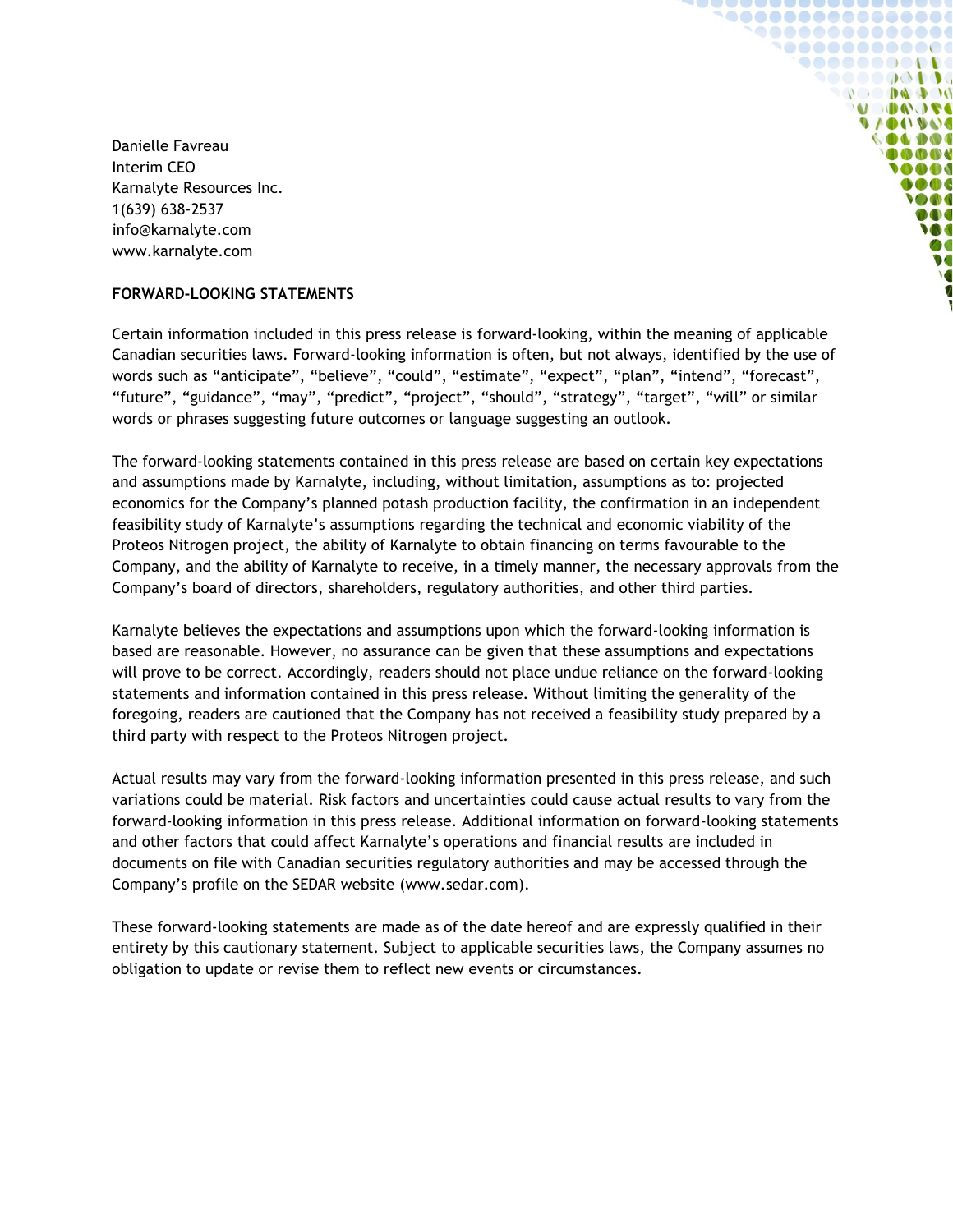Danielle Favreau
Interim CEO
Karnalyte Resources Inc.
1(639) 638-2537
info@karnalyte.com
www.karnalyte.com

**FORWARD-LOOKING STATEMENTS**

Certain information included in this press release is forward-looking, within the meaning of applicable Canadian securities laws. Forward-looking information is often, but not always, identified by the use of words such as “anticipate”, “believe”, “could”, “estimate”, “expect”, “plan”, “intend”, “forecast”, “future”, “guidance”, “may”, “predict”, “project”, “should”, “strategy”, “target”, “will” or similar words or phrases suggesting future outcomes or language suggesting an outlook.

The forward-looking statements contained in this press release are based on certain key expectations and assumptions made by Karnalyte, including, without limitation, assumptions as to: projected economics for the Company’s planned potash production facility, the confirmation in an independent feasibility study of Karnalyte’s assumptions regarding the technical and economic viability of the Proteos Nitrogen project, the ability of Karnalyte to obtain financing on terms favourable to the Company, and the ability of Karnalyte to receive, in a timely manner, the necessary approvals from the Company’s board of directors, shareholders, regulatory authorities, and other third parties.

Karnalyte believes the expectations and assumptions upon which the forward-looking information is based are reasonable. However, no assurance can be given that these assumptions and expectations will prove to be correct. Accordingly, readers should not place undue reliance on the forward-looking statements and information contained in this press release. Without limiting the generality of the foregoing, readers are cautioned that the Company has not received a feasibility study prepared by a third party with respect to the Proteos Nitrogen project.

Actual results may vary from the forward-looking information presented in this press release, and such variations could be material. Risk factors and uncertainties could cause actual results to vary from the forward-looking information in this press release. Additional information on forward-looking statements and other factors that could affect Karnalyte’s operations and financial results are included in documents on file with Canadian securities regulatory authorities and may be accessed through the Company’s profile on the SEDAR website (www.sedar.com).

These forward-looking statements are made as of the date hereof and are expressly qualified in their entirety by this cautionary statement. Subject to applicable securities laws, the Company assumes no obligation to update or revise them to reflect new events or circumstances.